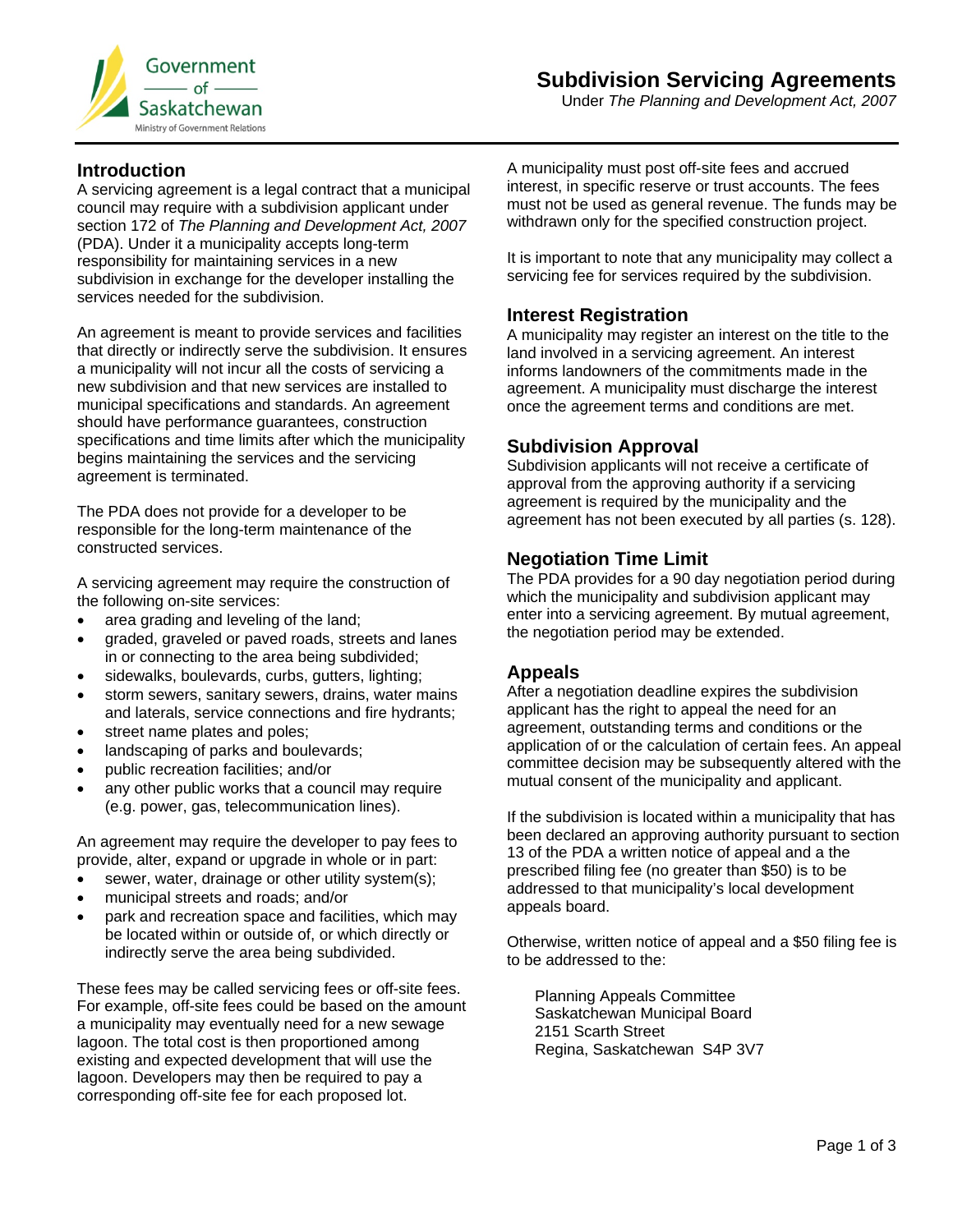Government of Saskatchewan
Ministry of Government Relations

# Subdivision Servicing Agreements

Under *The Planning and Development Act, 2007*

## Introduction

A servicing agreement is a legal contract that a municipal council may require with a subdivision applicant under section 172 of *The Planning and Development Act, 2007* (PDA). Under it a municipality accepts long-term responsibility for maintaining services in a new subdivision in exchange for the developer installing the services needed for the subdivision.

An agreement is meant to provide services and facilities that directly or indirectly serve the subdivision. It ensures a municipality will not incur all the costs of servicing a new subdivision and that new services are installed to municipal specifications and standards. An agreement should have performance guarantees, construction specifications and time limits after which the municipality begins maintaining the services and the servicing agreement is terminated.

The PDA does not provide for a developer to be responsible for the long-term maintenance of the constructed services.

A servicing agreement may require the construction of the following on-site services:

- area grading and leveling of the land;
- graded, graveled or paved roads, streets and lanes in or connecting to the area being subdivided;
- sidewalks, boulevards, curbs, gutters, lighting;
- storm sewers, sanitary sewers, drains, water mains and laterals, service connections and fire hydrants;
- street name plates and poles;
- landscaping of parks and boulevards;
- public recreation facilities; and/or
- any other public works that a council may require (e.g. power, gas, telecommunication lines).

An agreement may require the developer to pay fees to provide, alter, expand or upgrade in whole or in part:

- sewer, water, drainage or other utility system(s);
- municipal streets and roads; and/or
- park and recreation space and facilities, which may be located within or outside of, or which directly or indirectly serve the area being subdivided.

These fees may be called servicing fees or off-site fees. For example, off-site fees could be based on the amount a municipality may eventually need for a new sewage lagoon. The total cost is then proportioned among existing and expected development that will use the lagoon. Developers may then be required to pay a corresponding off-site fee for each proposed lot.

A municipality must post off-site fees and accrued interest, in specific reserve or trust accounts. The fees must not be used as general revenue. The funds may be withdrawn only for the specified construction project.

It is important to note that any municipality may collect a servicing fee for services required by the subdivision.

## Interest Registration

A municipality may register an interest on the title to the land involved in a servicing agreement. An interest informs landowners of the commitments made in the agreement. A municipality must discharge the interest once the agreement terms and conditions are met.

## Subdivision Approval

Subdivision applicants will not receive a certificate of approval from the approving authority if a servicing agreement is required by the municipality and the agreement has not been executed by all parties (s. 128).

## Negotiation Time Limit

The PDA provides for a 90 day negotiation period during which the municipality and subdivision applicant may enter into a servicing agreement. By mutual agreement, the negotiation period may be extended.

## Appeals

After a negotiation deadline expires the subdivision applicant has the right to appeal the need for an agreement, outstanding terms and conditions or the application of or the calculation of certain fees. An appeal committee decision may be subsequently altered with the mutual consent of the municipality and applicant.

If the subdivision is located within a municipality that has been declared an approving authority pursuant to section 13 of the PDA a written notice of appeal and a the prescribed filing fee (no greater than $50) is to be addressed to that municipality's local development appeals board.

Otherwise, written notice of appeal and a $50 filing fee is to be addressed to the:

Planning Appeals Committee
Saskatchewan Municipal Board
2151 Scarth Street
Regina, Saskatchewan S4P 3V7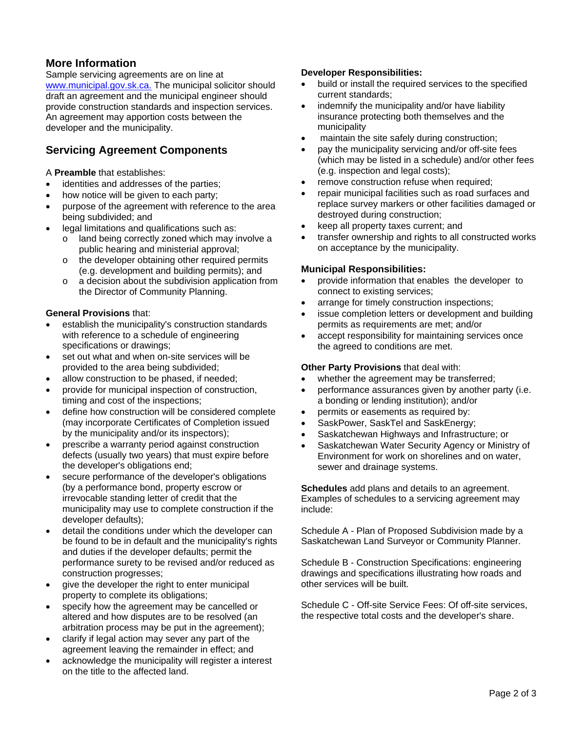## More Information

Sample servicing agreements are on line at [www.municipal.gov.sk.ca.](http://www.municipal.gov.sk.ca) The municipal solicitor should draft an agreement and the municipal engineer should provide construction standards and inspection services. An agreement may apportion costs between the developer and the municipality.

## Servicing Agreement Components

A **Preamble** that establishes:

- identities and addresses of the parties;
- how notice will be given to each party;
- purpose of the agreement with reference to the area being subdivided; and
- legal limitations and qualifications such as:
  - land being correctly zoned which may involve a public hearing and ministerial approval;
  - the developer obtaining other required permits (e.g. development and building permits); and
  - a decision about the subdivision application from the Director of Community Planning.

**General Provisions** that:

- establish the municipality's construction standards with reference to a schedule of engineering specifications or drawings;
- set out what and when on-site services will be provided to the area being subdivided;
- allow construction to be phased, if needed;
- provide for municipal inspection of construction, timing and cost of the inspections;
- define how construction will be considered complete (may incorporate Certificates of Completion issued by the municipality and/or its inspectors);
- prescribe a warranty period against construction defects (usually two years) that must expire before the developer's obligations end;
- secure performance of the developer's obligations (by a performance bond, property escrow or irrevocable standing letter of credit that the municipality may use to complete construction if the developer defaults);
- detail the conditions under which the developer can be found to be in default and the municipality's rights and duties if the developer defaults; permit the performance surety to be revised and/or reduced as construction progresses;
- give the developer the right to enter municipal property to complete its obligations;
- specify how the agreement may be cancelled or altered and how disputes are to be resolved (an arbitration process may be put in the agreement);
- clarify if legal action may sever any part of the agreement leaving the remainder in effect; and
- acknowledge the municipality will register a interest on the title to the affected land.

**Developer Responsibilities:**

- build or install the required services to the specified current standards;
- indemnify the municipality and/or have liability insurance protecting both themselves and the municipality
- maintain the site safely during construction;
- pay the municipality servicing and/or off-site fees (which may be listed in a schedule) and/or other fees (e.g. inspection and legal costs);
- remove construction refuse when required;
- repair municipal facilities such as road surfaces and replace survey markers or other facilities damaged or destroyed during construction;
- keep all property taxes current; and
- transfer ownership and rights to all constructed works on acceptance by the municipality.

**Municipal Responsibilities:**

- provide information that enables the developer to connect to existing services;
- arrange for timely construction inspections;
- issue completion letters or development and building permits as requirements are met; and/or
- accept responsibility for maintaining services once the agreed to conditions are met.

**Other Party Provisions** that deal with:

- whether the agreement may be transferred;
- performance assurances given by another party (i.e. a bonding or lending institution); and/or
- permits or easements as required by:
- SaskPower, SaskTel and SaskEnergy;
- Saskatchewan Highways and Infrastructure; or
- Saskatchewan Water Security Agency or Ministry of Environment for work on shorelines and on water, sewer and drainage systems.

**Schedules** add plans and details to an agreement. Examples of schedules to a servicing agreement may include:

Schedule A - Plan of Proposed Subdivision made by a Saskatchewan Land Surveyor or Community Planner.

Schedule B - Construction Specifications: engineering drawings and specifications illustrating how roads and other services will be built.

Schedule C - Off-site Service Fees: Of off-site services, the respective total costs and the developer's share.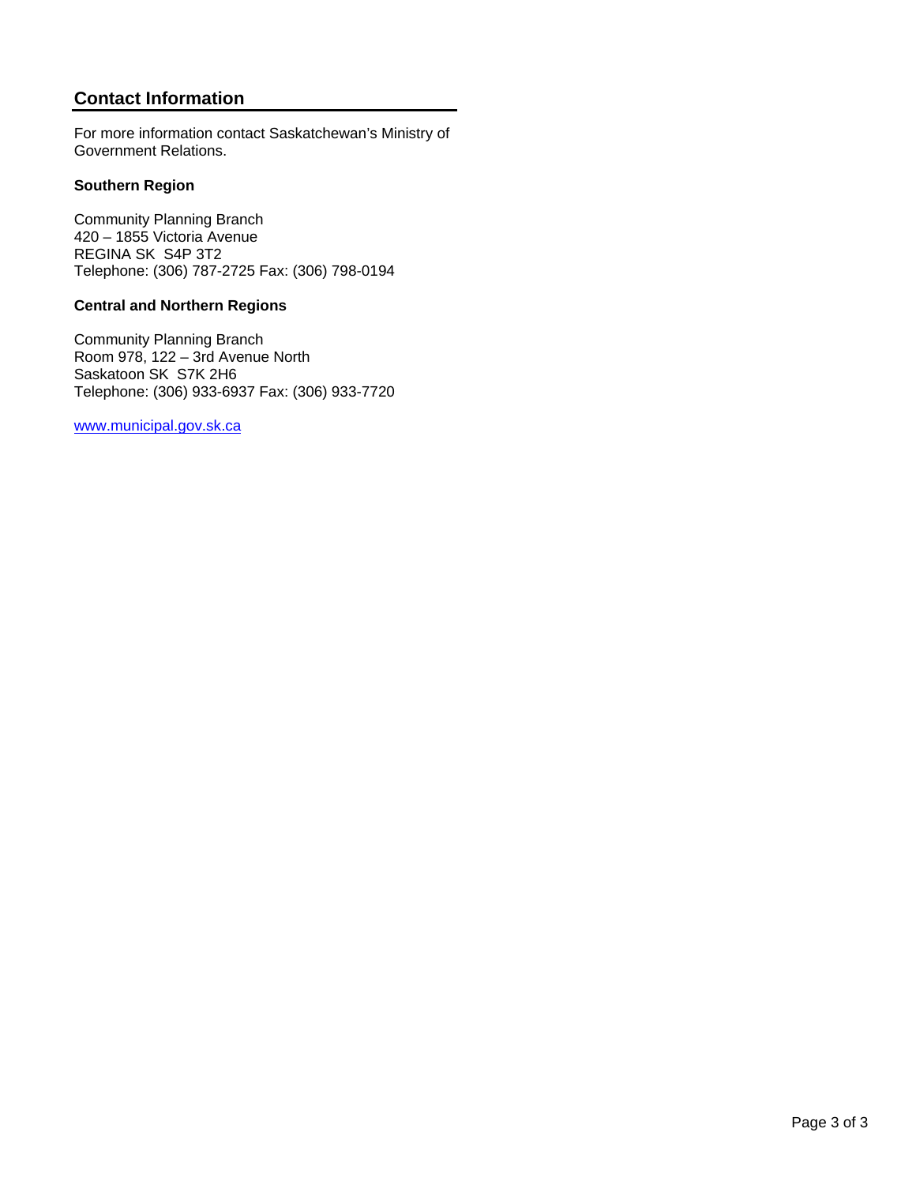## Contact Information

For more information contact Saskatchewan's Ministry of Government Relations.

**Southern Region**

Community Planning Branch
420 – 1855 Victoria Avenue
REGINA SK S4P 3T2
Telephone: (306) 787-2725 Fax: (306) 798-0194

**Central and Northern Regions**

Community Planning Branch
Room 978, 122 – 3rd Avenue North
Saskatoon SK S7K 2H6
Telephone: (306) 933-6937 Fax: (306) 933-7720

www.municipal.gov.sk.ca